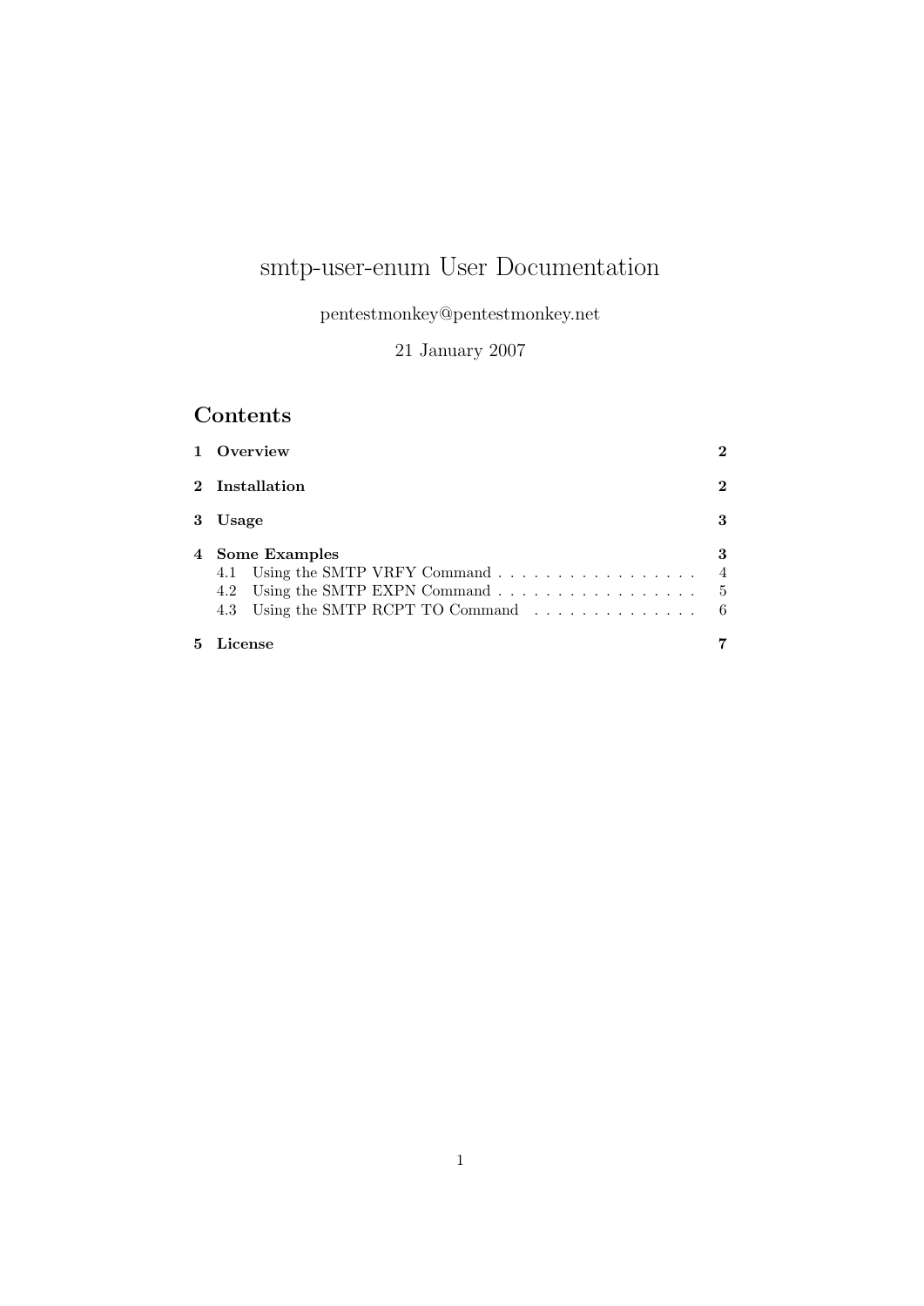# smtp-user-enum User Documentation

pentestmonkey@pentestmonkey.net

21 January 2007

## Contents

**1 Overview** . . . **2**

**2 Installation** . . . **2**

**3 Usage** . . . **3**

**4 Some Examples** . . . **3**

- 4.1 Using the SMTP VRFY Command . . . 4
- 4.2 Using the SMTP EXPN Command . . . 5
- 4.3 Using the SMTP RCPT TO Command . . . 6

**5 License** . . . **7**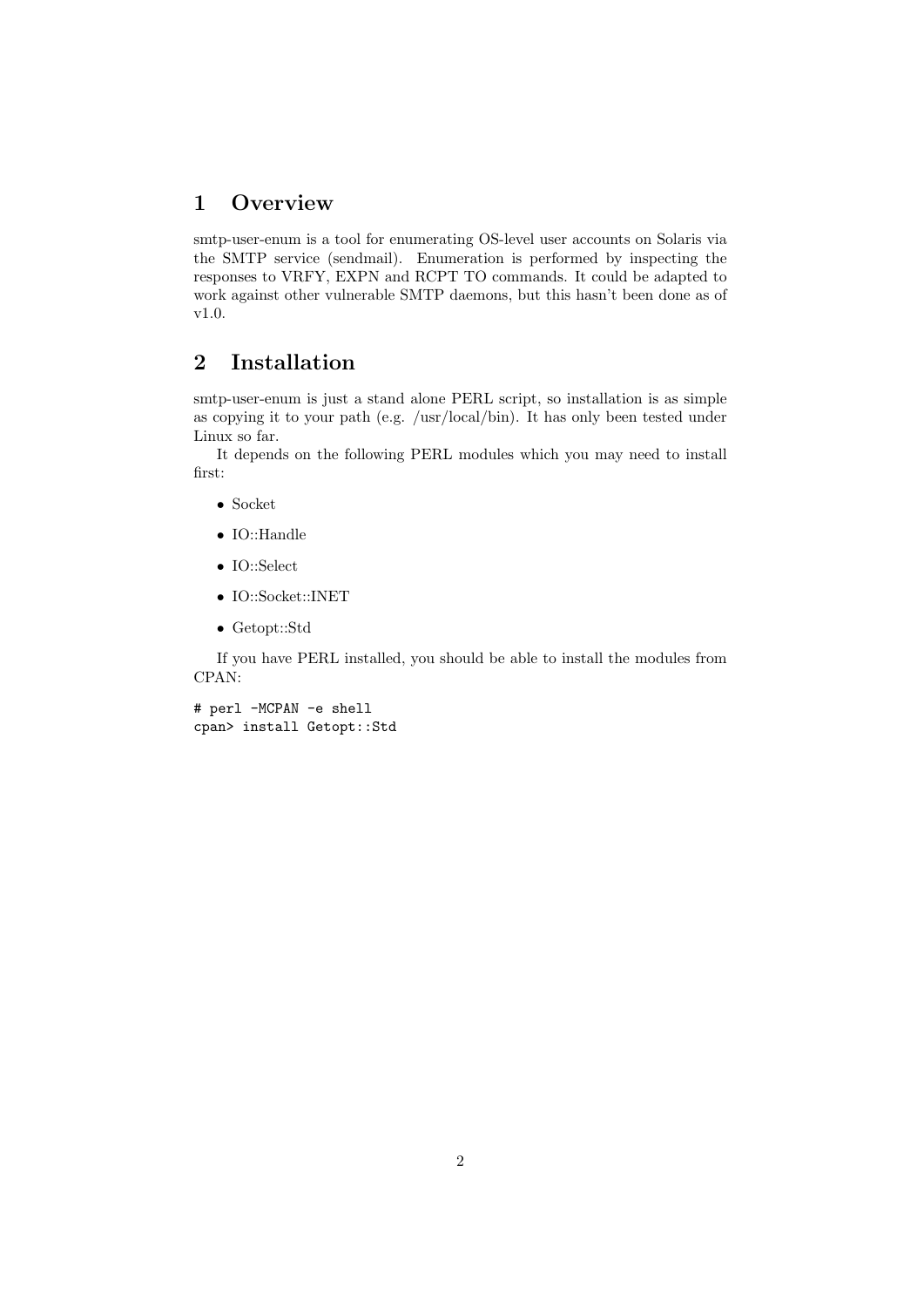# 1 Overview

smtp-user-enum is a tool for enumerating OS-level user accounts on Solaris via the SMTP service (sendmail). Enumeration is performed by inspecting the responses to VRFY, EXPN and RCPT TO commands. It could be adapted to work against other vulnerable SMTP daemons, but this hasn't been done as of v1.0.

# 2 Installation

smtp-user-enum is just a stand alone PERL script, so installation is as simple as copying it to your path (e.g. /usr/local/bin). It has only been tested under Linux so far.

It depends on the following PERL modules which you may need to install first:

- Socket
- IO::Handle
- IO::Select
- IO::Socket::INET
- Getopt::Std

If you have PERL installed, you should be able to install the modules from CPAN:

```
# perl -MCPAN -e shell
cpan> install Getopt::Std
```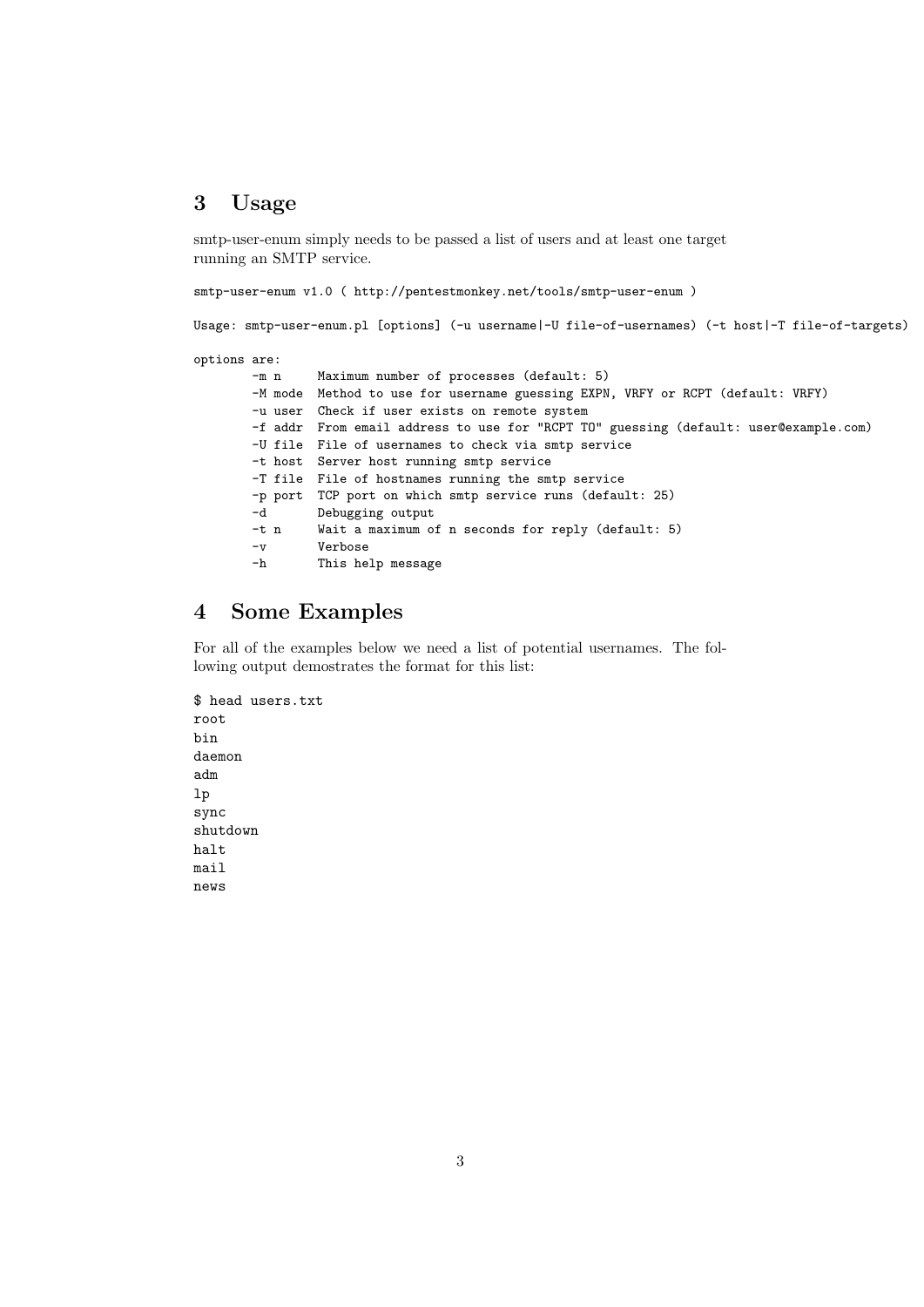## 3 Usage

smtp-user-enum simply needs to be passed a list of users and at least one target running an SMTP service.

```
smtp-user-enum v1.0 ( http://pentestmonkey.net/tools/smtp-user-enum )

Usage: smtp-user-enum.pl [options] (-u username|-U file-of-usernames) (-t host|-T file-of-targets)

options are:
        -m n     Maximum number of processes (default: 5)
        -M mode  Method to use for username guessing EXPN, VRFY or RCPT (default: VRFY)
        -u user  Check if user exists on remote system
        -f addr  From email address to use for "RCPT TO" guessing (default: user@example.com)
        -U file  File of usernames to check via smtp service
        -t host  Server host running smtp service
        -T file  File of hostnames running the smtp service
        -p port  TCP port on which smtp service runs (default: 25)
        -d       Debugging output
        -t n     Wait a maximum of n seconds for reply (default: 5)
        -v       Verbose
        -h       This help message
```

## 4 Some Examples

For all of the examples below we need a list of potential usernames. The following output demostrates the format for this list:

```
$ head users.txt
root
bin
daemon
adm
lp
sync
shutdown
halt
mail
news
```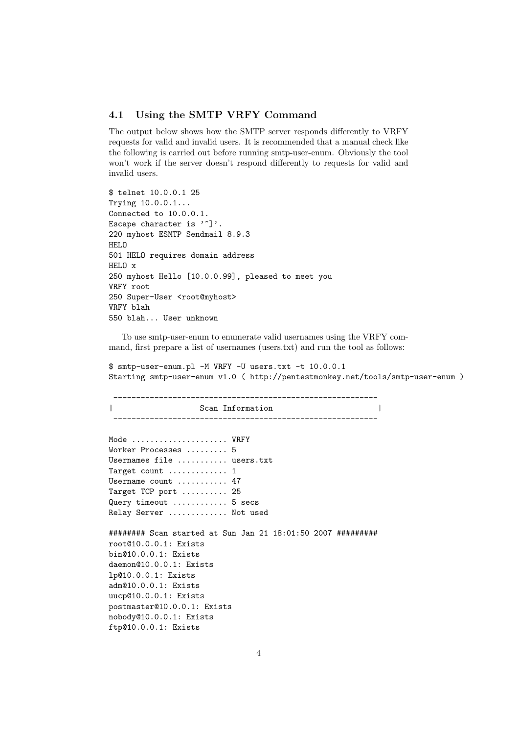## 4.1 Using the SMTP VRFY Command

The output below shows how the SMTP server responds differently to VRFY requests for valid and invalid users. It is recommended that a manual check like the following is carried out before running smtp-user-enum. Obviously the tool won't work if the server doesn't respond differently to requests for valid and invalid users.

```
$ telnet 10.0.0.1 25
Trying 10.0.0.1...
Connected to 10.0.0.1.
Escape character is '^]'.
220 myhost ESMTP Sendmail 8.9.3
HELO
501 HELO requires domain address
HELO x
250 myhost Hello [10.0.0.99], pleased to meet you
VRFY root
250 Super-User <root@myhost>
VRFY blah
550 blah... User unknown
```

To use smtp-user-enum to enumerate valid usernames using the VRFY command, first prepare a list of usernames (users.txt) and run the tool as follows:

```
$ smtp-user-enum.pl -M VRFY -U users.txt -t 10.0.0.1
Starting smtp-user-enum v1.0 ( http://pentestmonkey.net/tools/smtp-user-enum )

 ----------------------------------------------------------
|                   Scan Information                       |
 ----------------------------------------------------------

Mode ..................... VRFY
Worker Processes ......... 5
Usernames file ........... users.txt
Target count ............. 1
Username count ........... 47
Target TCP port .......... 25
Query timeout ............ 5 secs
Relay Server ............. Not used

######## Scan started at Sun Jan 21 18:01:50 2007 #########
root@10.0.0.1: Exists
bin@10.0.0.1: Exists
daemon@10.0.0.1: Exists
lp@10.0.0.1: Exists
adm@10.0.0.1: Exists
uucp@10.0.0.1: Exists
postmaster@10.0.0.1: Exists
nobody@10.0.0.1: Exists
ftp@10.0.0.1: Exists
```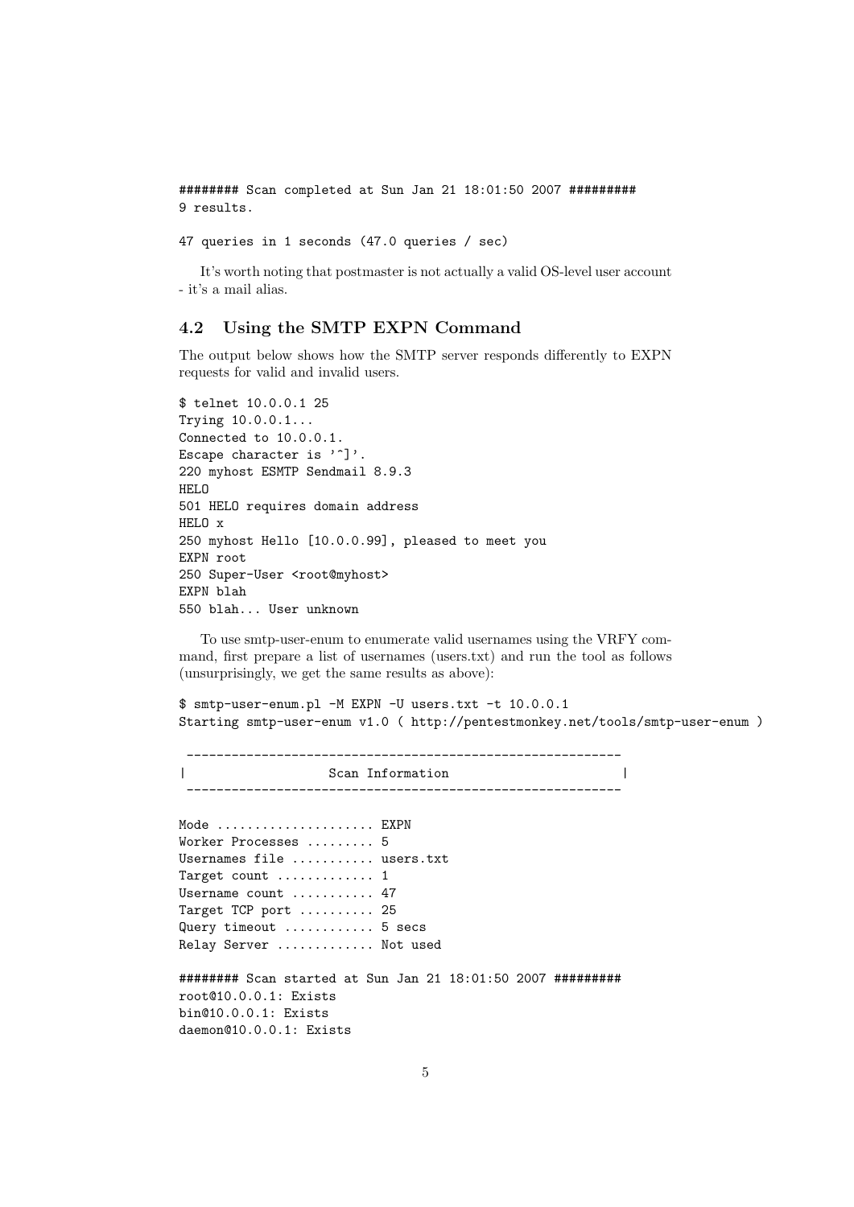```
######## Scan completed at Sun Jan 21 18:01:50 2007 #########
9 results.

47 queries in 1 seconds (47.0 queries / sec)
```

It's worth noting that postmaster is not actually a valid OS-level user account - it's a mail alias.

## 4.2 Using the SMTP EXPN Command

The output below shows how the SMTP server responds differently to EXPN requests for valid and invalid users.

```
$ telnet 10.0.0.1 25
Trying 10.0.0.1...
Connected to 10.0.0.1.
Escape character is '^]'.
220 myhost ESMTP Sendmail 8.9.3
HELO
501 HELO requires domain address
HELO x
250 myhost Hello [10.0.0.99], pleased to meet you
EXPN root
250 Super-User <root@myhost>
EXPN blah
550 blah... User unknown
```

To use smtp-user-enum to enumerate valid usernames using the VRFY command, first prepare a list of usernames (users.txt) and run the tool as follows (unsurprisingly, we get the same results as above):

```
$ smtp-user-enum.pl -M EXPN -U users.txt -t 10.0.0.1
Starting smtp-user-enum v1.0 ( http://pentestmonkey.net/tools/smtp-user-enum )

 ----------------------------------------------------------
|                   Scan Information                       |
 ----------------------------------------------------------

Mode ..................... EXPN
Worker Processes ......... 5
Usernames file ........... users.txt
Target count ............. 1
Username count ........... 47
Target TCP port .......... 25
Query timeout ............ 5 secs
Relay Server ............. Not used

######## Scan started at Sun Jan 21 18:01:50 2007 #########
root@10.0.0.1: Exists
bin@10.0.0.1: Exists
daemon@10.0.0.1: Exists
```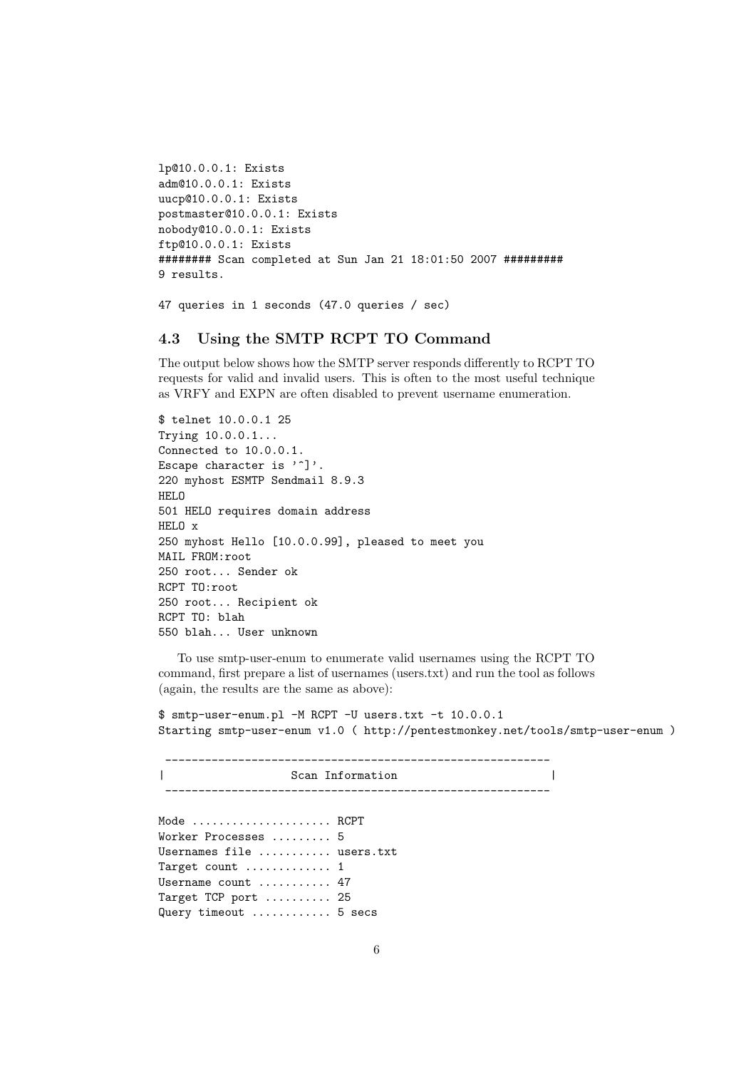```
lp@10.0.0.1: Exists
adm@10.0.0.1: Exists
uucp@10.0.0.1: Exists
postmaster@10.0.0.1: Exists
nobody@10.0.0.1: Exists
ftp@10.0.0.1: Exists
######## Scan completed at Sun Jan 21 18:01:50 2007 #########
9 results.

47 queries in 1 seconds (47.0 queries / sec)
```

### 4.3 Using the SMTP RCPT TO Command

The output below shows how the SMTP server responds differently to RCPT TO requests for valid and invalid users. This is often to the most useful technique as VRFY and EXPN are often disabled to prevent username enumeration.

```
$ telnet 10.0.0.1 25
Trying 10.0.0.1...
Connected to 10.0.0.1.
Escape character is '^]'.
220 myhost ESMTP Sendmail 8.9.3
HELO
501 HELO requires domain address
HELO x
250 myhost Hello [10.0.0.99], pleased to meet you
MAIL FROM:root
250 root... Sender ok
RCPT TO:root
250 root... Recipient ok
RCPT TO: blah
550 blah... User unknown
```

To use smtp-user-enum to enumerate valid usernames using the RCPT TO command, first prepare a list of usernames (users.txt) and run the tool as follows (again, the results are the same as above):

```
$ smtp-user-enum.pl -M RCPT -U users.txt -t 10.0.0.1
Starting smtp-user-enum v1.0 ( http://pentestmonkey.net/tools/smtp-user-enum )

 ----------------------------------------------------------
|                   Scan Information                       |
 ----------------------------------------------------------

Mode ..................... RCPT
Worker Processes ......... 5
Usernames file ........... users.txt
Target count ............. 1
Username count ........... 47
Target TCP port .......... 25
Query timeout ............ 5 secs
```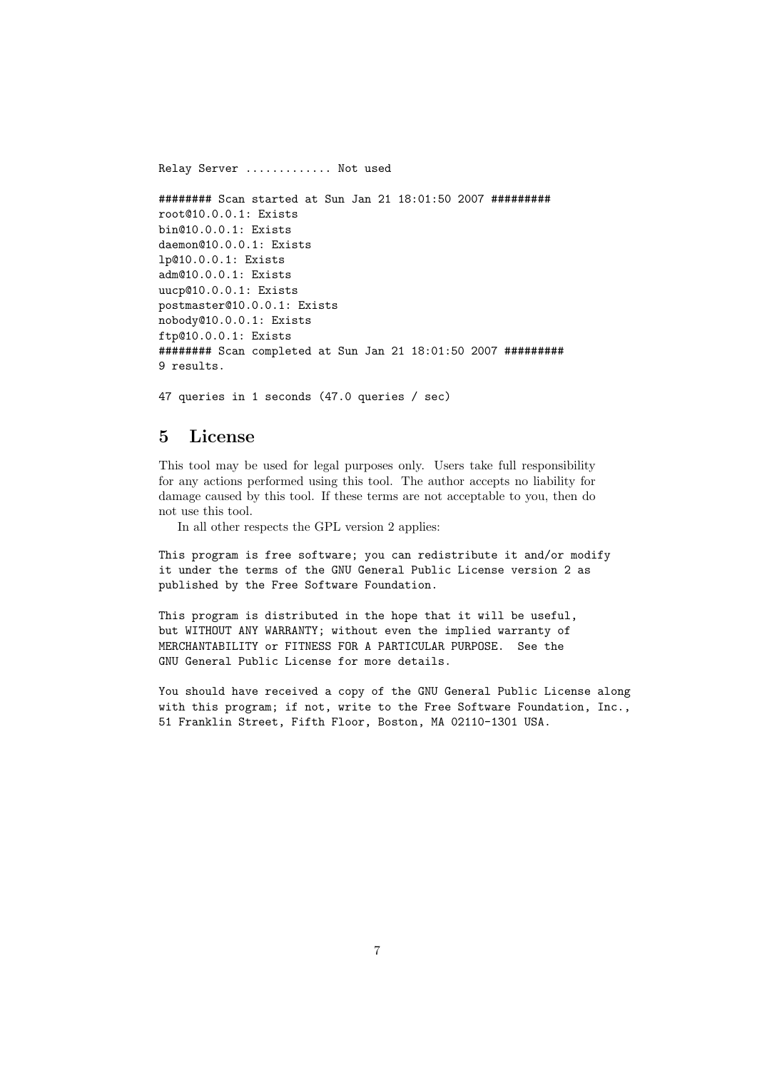```
Relay Server ............. Not used

######## Scan started at Sun Jan 21 18:01:50 2007 #########
root@10.0.0.1: Exists
bin@10.0.0.1: Exists
daemon@10.0.0.1: Exists
lp@10.0.0.1: Exists
adm@10.0.0.1: Exists
uucp@10.0.0.1: Exists
postmaster@10.0.0.1: Exists
nobody@10.0.0.1: Exists
ftp@10.0.0.1: Exists
######## Scan completed at Sun Jan 21 18:01:50 2007 #########
9 results.

47 queries in 1 seconds (47.0 queries / sec)
```

## 5 License

This tool may be used for legal purposes only. Users take full responsibility for any actions performed using this tool. The author accepts no liability for damage caused by this tool. If these terms are not acceptable to you, then do not use this tool.

In all other respects the GPL version 2 applies:

```
This program is free software; you can redistribute it and/or modify
it under the terms of the GNU General Public License version 2 as
published by the Free Software Foundation.

This program is distributed in the hope that it will be useful,
but WITHOUT ANY WARRANTY; without even the implied warranty of
MERCHANTABILITY or FITNESS FOR A PARTICULAR PURPOSE.  See the
GNU General Public License for more details.

You should have received a copy of the GNU General Public License along
with this program; if not, write to the Free Software Foundation, Inc.,
51 Franklin Street, Fifth Floor, Boston, MA 02110-1301 USA.
```